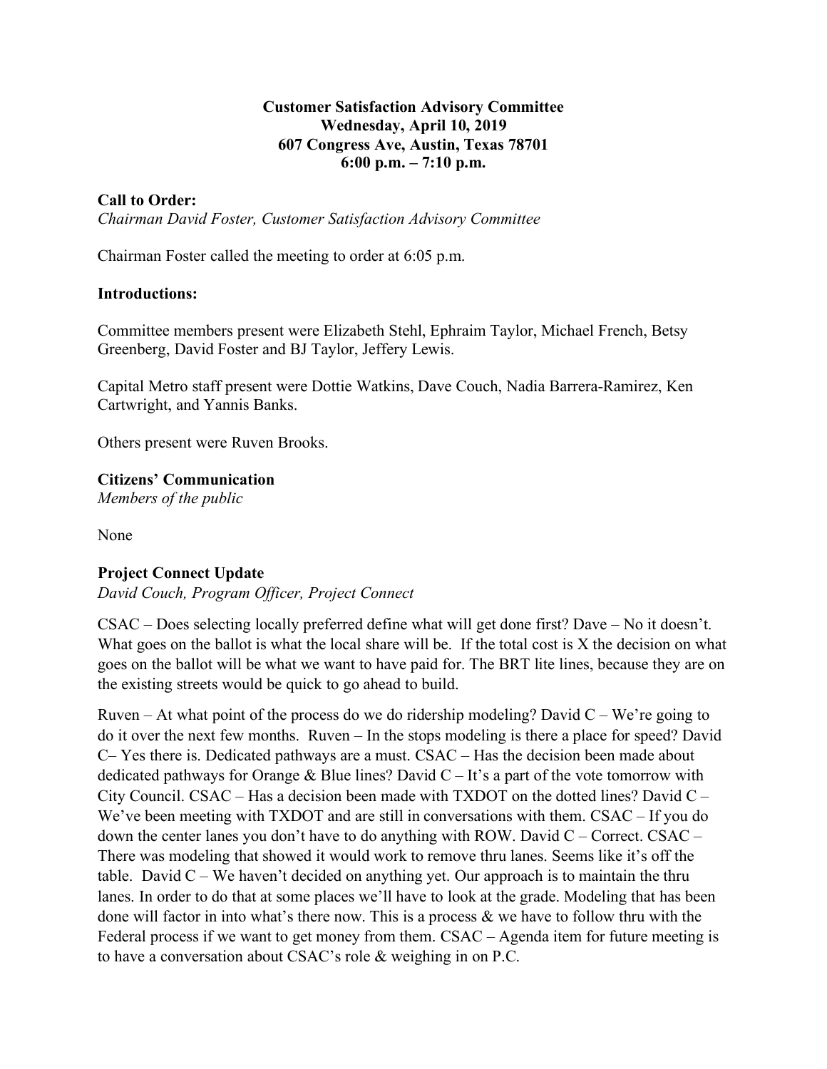**Customer Satisfaction Advisory Committee**
**Wednesday, April 10, 2019**
**607 Congress Ave, Austin, Texas 78701**
**6:00 p.m. – 7:10 p.m.**

**Call to Order:**
*Chairman David Foster, Customer Satisfaction Advisory Committee*

Chairman Foster called the meeting to order at 6:05 p.m.

**Introductions:**

Committee members present were Elizabeth Stehl, Ephraim Taylor, Michael French, Betsy Greenberg, David Foster and BJ Taylor, Jeffery Lewis.

Capital Metro staff present were Dottie Watkins, Dave Couch, Nadia Barrera-Ramirez, Ken Cartwright, and Yannis Banks.

Others present were Ruven Brooks.

**Citizens' Communication**
*Members of the public*

None

**Project Connect Update**
*David Couch, Program Officer, Project Connect*

CSAC – Does selecting locally preferred define what will get done first? Dave – No it doesn't. What goes on the ballot is what the local share will be. If the total cost is X the decision on what goes on the ballot will be what we want to have paid for. The BRT lite lines, because they are on the existing streets would be quick to go ahead to build.

Ruven – At what point of the process do we do ridership modeling? David C – We're going to do it over the next few months. Ruven – In the stops modeling is there a place for speed? David C– Yes there is. Dedicated pathways are a must. CSAC – Has the decision been made about dedicated pathways for Orange & Blue lines? David C – It's a part of the vote tomorrow with City Council. CSAC – Has a decision been made with TXDOT on the dotted lines? David C – We've been meeting with TXDOT and are still in conversations with them. CSAC – If you do down the center lanes you don't have to do anything with ROW. David C – Correct. CSAC – There was modeling that showed it would work to remove thru lanes. Seems like it's off the table. David C – We haven't decided on anything yet. Our approach is to maintain the thru lanes. In order to do that at some places we'll have to look at the grade. Modeling that has been done will factor in into what's there now. This is a process & we have to follow thru with the Federal process if we want to get money from them. CSAC – Agenda item for future meeting is to have a conversation about CSAC's role & weighing in on P.C.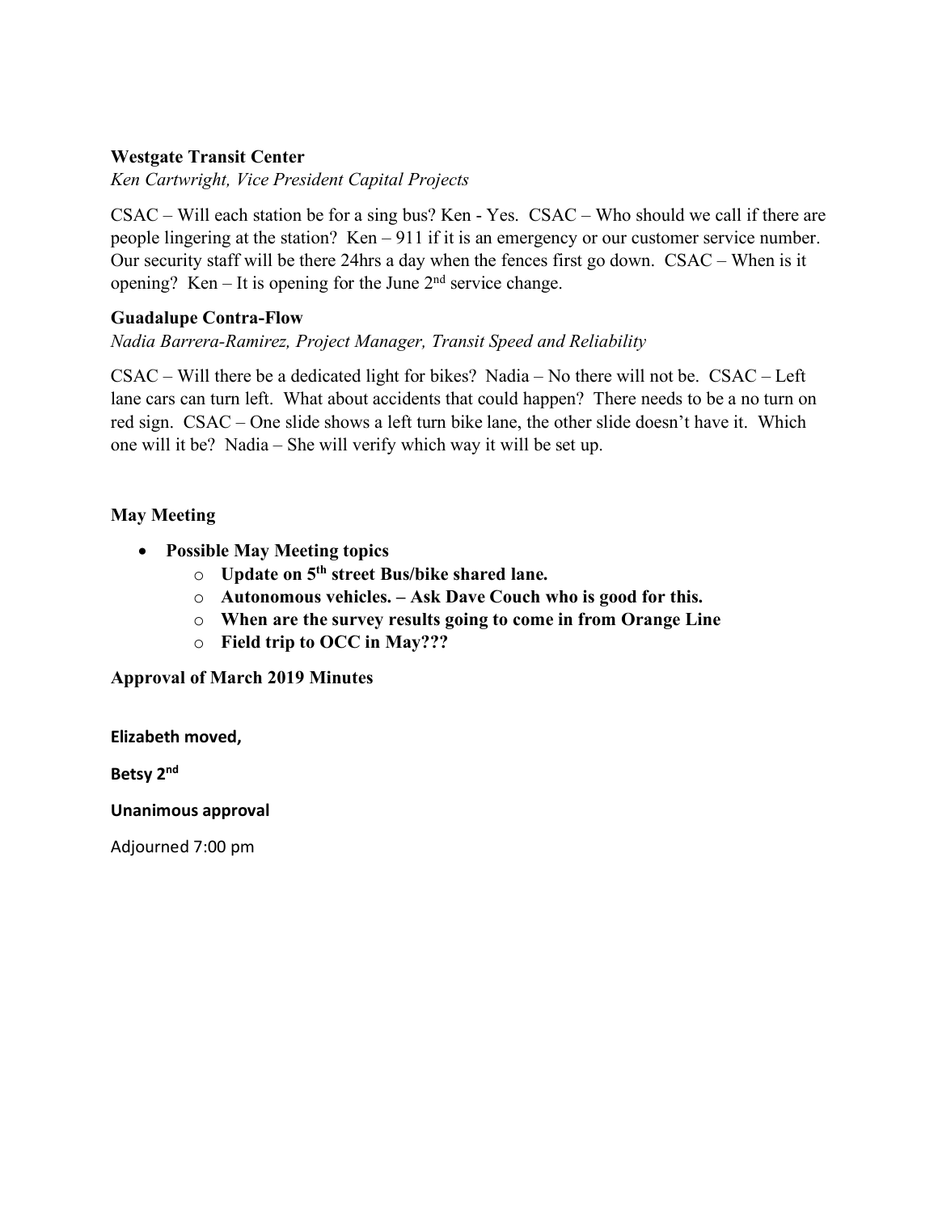**Westgate Transit Center**

*Ken Cartwright, Vice President Capital Projects*

CSAC – Will each station be for a sing bus? Ken - Yes. CSAC – Who should we call if there are people lingering at the station? Ken – 911 if it is an emergency or our customer service number. Our security staff will be there 24hrs a day when the fences first go down. CSAC – When is it opening? Ken – It is opening for the June 2nd service change.

**Guadalupe Contra-Flow**

*Nadia Barrera-Ramirez, Project Manager, Transit Speed and Reliability*

CSAC – Will there be a dedicated light for bikes? Nadia – No there will not be. CSAC – Left lane cars can turn left. What about accidents that could happen? There needs to be a no turn on red sign. CSAC – One slide shows a left turn bike lane, the other slide doesn't have it. Which one will it be? Nadia – She will verify which way it will be set up.

**May Meeting**

- **Possible May Meeting topics**
  - **Update on 5th street Bus/bike shared lane.**
  - **Autonomous vehicles. – Ask Dave Couch who is good for this.**
  - **When are the survey results going to come in from Orange Line**
  - **Field trip to OCC in May???**

**Approval of March 2019 Minutes**

**Elizabeth moved,**

**Betsy 2nd**

**Unanimous approval**

Adjourned 7:00 pm